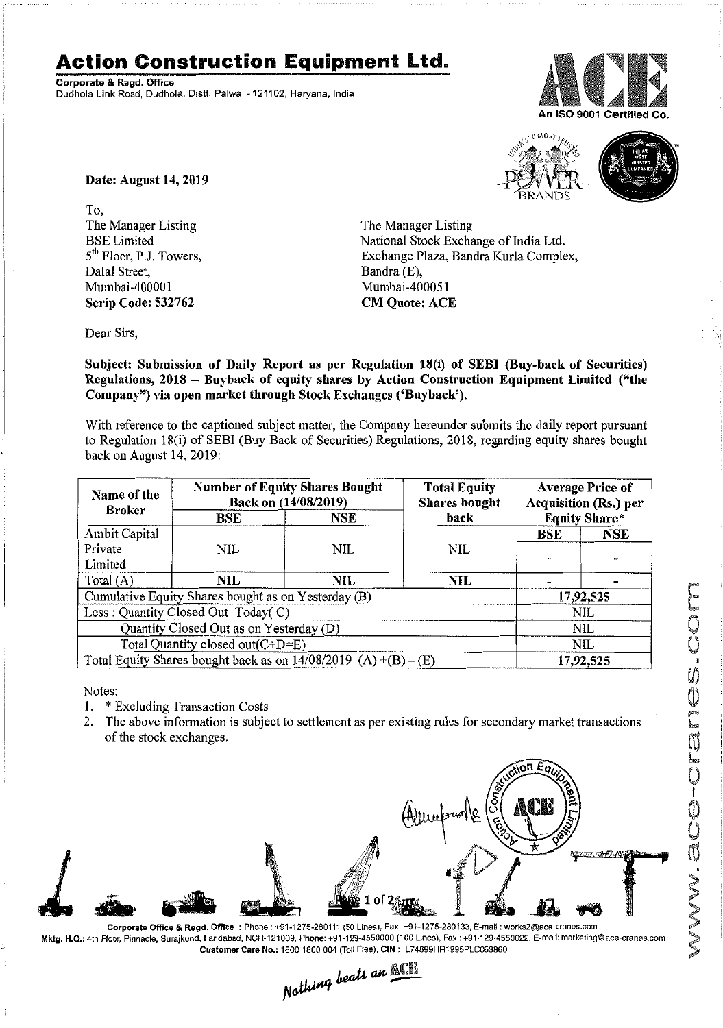# Action Construction Equipment Ltd.

**Corporate & Regd. Office**
Dudhola Link Road, Dudhola, Distt. Palwal - 121102, Haryana, India

An ISO 9001 Certified Co.

**Date: August 14, 2019**

To,

The Manager Listing
BSE Limited
5th Floor, P.J. Towers,
Dalal Street,
Mumbai-400001
**Scrip Code: 532762**

The Manager Listing
National Stock Exchange of India Ltd.
Exchange Plaza, Bandra Kurla Complex,
Bandra (E),
Mumbai-400051
**CM Quote: ACE**

Dear Sirs,

**Subject: Submission of Daily Report as per Regulation 18(i) of SEBI (Buy-back of Securities) Regulations, 2018 – Buyback of equity shares by Action Construction Equipment Limited ("the Company") via open market through Stock Exchanges ('Buyback').**

With reference to the captioned subject matter, the Company hereunder submits the daily report pursuant to Regulation 18(i) of SEBI (Buy Back of Securities) Regulations, 2018, regarding equity shares bought back on August 14, 2019:

| Name of the Broker | Number of Equity Shares Bought Back on (14/08/2019) | | Total Equity Shares bought back | Average Price of Acquisition (Rs.) per Equity Share* | |
|---|---|---|---|---|---|
| | BSE | NSE | | BSE | NSE |
| Ambit Capital Private Limited | NIL | NIL | NIL | - | - |
| Total (A) | NIL | NIL | NIL | - | - |
| Cumulative Equity Shares bought as on Yesterday (B) | | | | 17,92,525 | |
| Less : Quantity Closed Out Today( C) | | | | NIL | |
| Quantity Closed Out as on Yesterday (D) | | | | NIL | |
| Total Quantity closed out(C+D=E) | | | | NIL | |
| Total Equity Shares bought back as on 14/08/2019 (A) +(B) – (E) | | | | 17,92,525 | |

Notes:

1. * Excluding Transaction Costs
2. The above information is subject to settlement as per existing rules for secondary market transactions of the stock exchanges.

**Corporate Office & Regd. Office** : Phone : +91-1275-280111 (50 Lines), Fax :+91-1275-280133, E-mail : works2@ace-cranes.com
**Mktg. H.Q.:** 4th Floor, Pinnacle, Surajkund, Faridabad, NCR-121009, Phone: +91-129-4550000 (100 Lines), Fax : +91-129-4550022, E-mail: marketing@ace-cranes.com
**Customer Care No.:** 1800 1800 004 (Toll Free), **CIN :** L74899HR1995PLC053860

*Nothing beats an ACE*

www.ace-cranes.com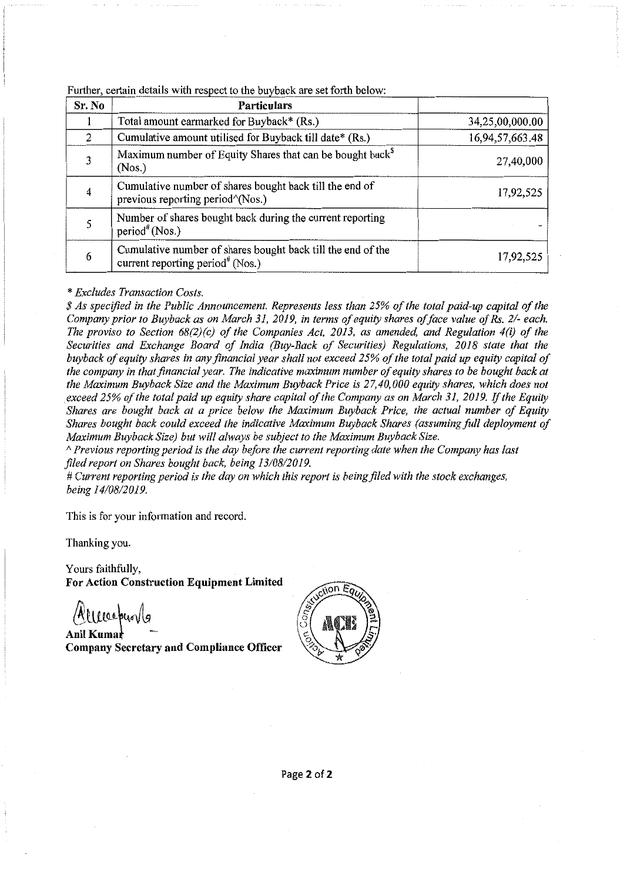Further, certain details with respect to the buyback are set forth below:

| Sr. No | Particulars | |
|---|---|---|
| 1 | Total amount earmarked for Buyback* (Rs.) | 34,25,00,000.00 |
| 2 | Cumulative amount utilised for Buyback till date* (Rs.) | 16,94,57,663.48 |
| 3 | Maximum number of Equity Shares that can be bought back$ (Nos.) | 27,40,000 |
| 4 | Cumulative number of shares bought back till the end of previous reporting period^(Nos.) | 17,92,525 |
| 5 | Number of shares bought back during the current reporting period# (Nos.) | - |
| 6 | Cumulative number of shares bought back till the end of the current reporting period# (Nos.) | 17,92,525 |

*\* Excludes Transaction Costs.*

*$ As specified in the Public Announcement. Represents less than 25% of the total paid-up capital of the Company prior to Buyback as on March 31, 2019, in terms of equity shares of face value of Rs. 2/- each. The proviso to Section 68(2)(c) of the Companies Act, 2013, as amended, and Regulation 4(i) of the Securities and Exchange Board of India (Buy-Back of Securities) Regulations, 2018 state that the buyback of equity shares in any financial year shall not exceed 25% of the total paid up equity capital of the company in that financial year. The indicative maximum number of equity shares to be bought back at the Maximum Buyback Size and the Maximum Buyback Price is 27,40,000 equity shares, which does not exceed 25% of the total paid up equity share capital of the Company as on March 31, 2019. If the Equity Shares are bought back at a price below the Maximum Buyback Price, the actual number of Equity Shares bought back could exceed the indicative Maximum Buyback Shares (assuming full deployment of Maximum Buyback Size) but will always be subject to the Maximum Buyback Size.*

*^ Previous reporting period is the day before the current reporting date when the Company has last filed report on Shares bought back, being 13/08/2019.*

*# Current reporting period is the day on which this report is being filed with the stock exchanges, being 14/08/2019.*

This is for your information and record.

Thanking you.

Yours faithfully,
**For Action Construction Equipment Limited**

**Anil Kumar**
**Company Secretary and Compliance Officer**